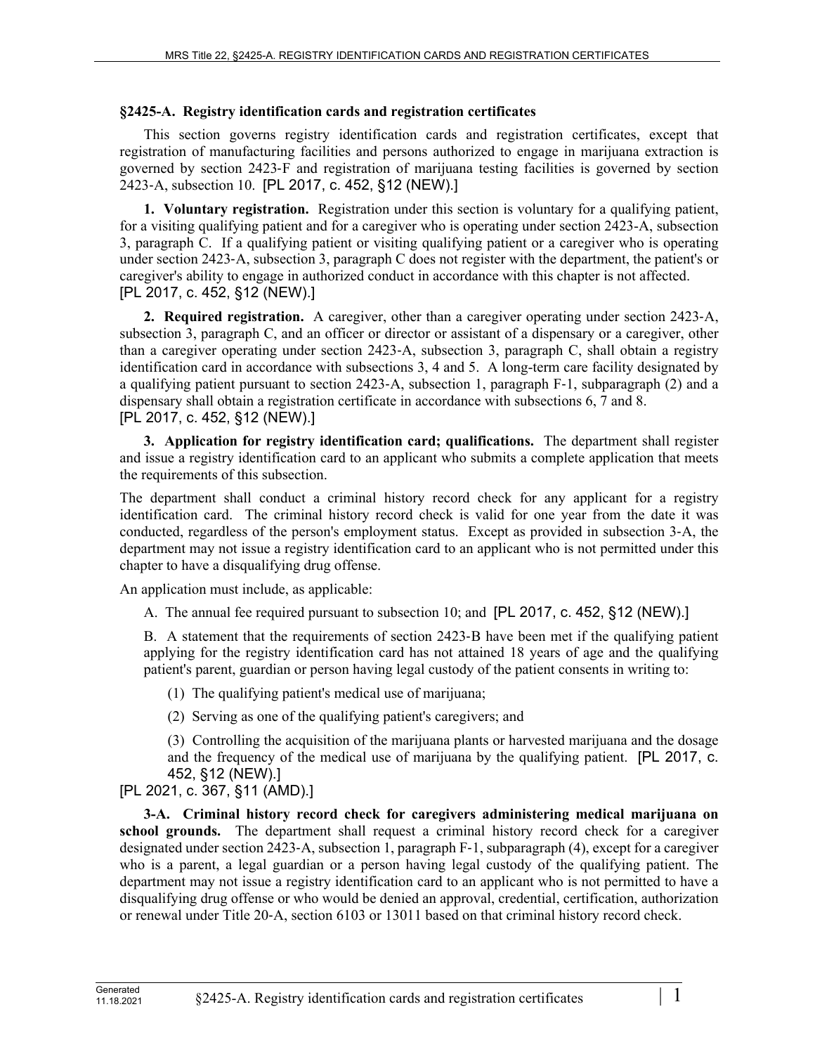## §2425-A. Registry identification cards and registration certificates

This section governs registry identification cards and registration certificates, except that registration of manufacturing facilities and persons authorized to engage in marijuana extraction is governed by section 2423-F and registration of marijuana testing facilities is governed by section 2423-A, subsection 10. [PL 2017, c. 452, §12 (NEW).]

**1. Voluntary registration.** Registration under this section is voluntary for a qualifying patient, for a visiting qualifying patient and for a caregiver who is operating under section 2423-A, subsection 3, paragraph C. If a qualifying patient or visiting qualifying patient or a caregiver who is operating under section 2423-A, subsection 3, paragraph C does not register with the department, the patient's or caregiver's ability to engage in authorized conduct in accordance with this chapter is not affected. [PL 2017, c. 452, §12 (NEW).]

**2. Required registration.** A caregiver, other than a caregiver operating under section 2423-A, subsection 3, paragraph C, and an officer or director or assistant of a dispensary or a caregiver, other than a caregiver operating under section 2423-A, subsection 3, paragraph C, shall obtain a registry identification card in accordance with subsections 3, 4 and 5. A long-term care facility designated by a qualifying patient pursuant to section 2423-A, subsection 1, paragraph F-1, subparagraph (2) and a dispensary shall obtain a registration certificate in accordance with subsections 6, 7 and 8. [PL 2017, c. 452, §12 (NEW).]

**3. Application for registry identification card; qualifications.** The department shall register and issue a registry identification card to an applicant who submits a complete application that meets the requirements of this subsection.

The department shall conduct a criminal history record check for any applicant for a registry identification card. The criminal history record check is valid for one year from the date it was conducted, regardless of the person's employment status. Except as provided in subsection 3-A, the department may not issue a registry identification card to an applicant who is not permitted under this chapter to have a disqualifying drug offense.

An application must include, as applicable:

A. The annual fee required pursuant to subsection 10; and [PL 2017, c. 452, §12 (NEW).]

B. A statement that the requirements of section 2423-B have been met if the qualifying patient applying for the registry identification card has not attained 18 years of age and the qualifying patient's parent, guardian or person having legal custody of the patient consents in writing to:

(1) The qualifying patient's medical use of marijuana;

(2) Serving as one of the qualifying patient's caregivers; and

(3) Controlling the acquisition of the marijuana plants or harvested marijuana and the dosage and the frequency of the medical use of marijuana by the qualifying patient. [PL 2017, c. 452, §12 (NEW).]

[PL 2021, c. 367, §11 (AMD).]

**3-A. Criminal history record check for caregivers administering medical marijuana on school grounds.** The department shall request a criminal history record check for a caregiver designated under section 2423-A, subsection 1, paragraph F-1, subparagraph (4), except for a caregiver who is a parent, a legal guardian or a person having legal custody of the qualifying patient. The department may not issue a registry identification card to an applicant who is not permitted to have a disqualifying drug offense or who would be denied an approval, credential, certification, authorization or renewal under Title 20-A, section 6103 or 13011 based on that criminal history record check.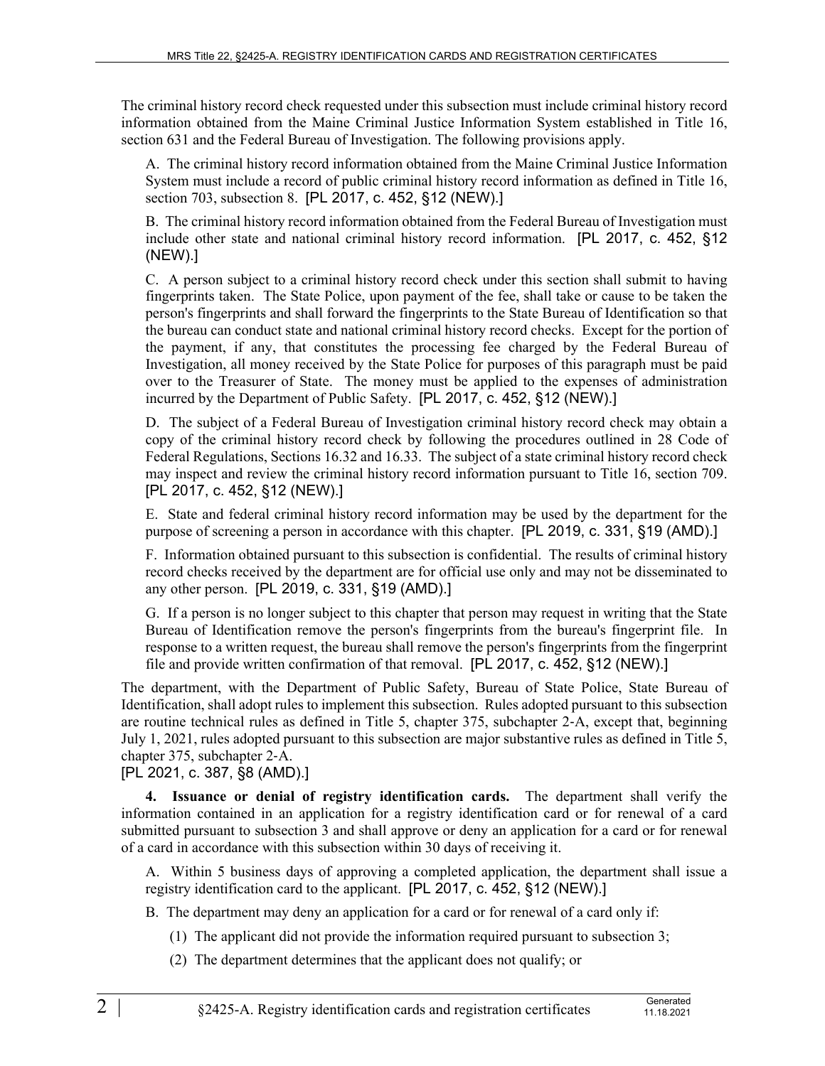The criminal history record check requested under this subsection must include criminal history record information obtained from the Maine Criminal Justice Information System established in Title 16, section 631 and the Federal Bureau of Investigation. The following provisions apply.

A. The criminal history record information obtained from the Maine Criminal Justice Information System must include a record of public criminal history record information as defined in Title 16, section 703, subsection 8. [PL 2017, c. 452, §12 (NEW).]

B. The criminal history record information obtained from the Federal Bureau of Investigation must include other state and national criminal history record information. [PL 2017, c. 452, §12 (NEW).]

C. A person subject to a criminal history record check under this section shall submit to having fingerprints taken. The State Police, upon payment of the fee, shall take or cause to be taken the person's fingerprints and shall forward the fingerprints to the State Bureau of Identification so that the bureau can conduct state and national criminal history record checks. Except for the portion of the payment, if any, that constitutes the processing fee charged by the Federal Bureau of Investigation, all money received by the State Police for purposes of this paragraph must be paid over to the Treasurer of State. The money must be applied to the expenses of administration incurred by the Department of Public Safety. [PL 2017, c. 452, §12 (NEW).]

D. The subject of a Federal Bureau of Investigation criminal history record check may obtain a copy of the criminal history record check by following the procedures outlined in 28 Code of Federal Regulations, Sections 16.32 and 16.33. The subject of a state criminal history record check may inspect and review the criminal history record information pursuant to Title 16, section 709. [PL 2017, c. 452, §12 (NEW).]

E. State and federal criminal history record information may be used by the department for the purpose of screening a person in accordance with this chapter. [PL 2019, c. 331, §19 (AMD).]

F. Information obtained pursuant to this subsection is confidential. The results of criminal history record checks received by the department are for official use only and may not be disseminated to any other person. [PL 2019, c. 331, §19 (AMD).]

G. If a person is no longer subject to this chapter that person may request in writing that the State Bureau of Identification remove the person's fingerprints from the bureau's fingerprint file. In response to a written request, the bureau shall remove the person's fingerprints from the fingerprint file and provide written confirmation of that removal. [PL 2017, c. 452, §12 (NEW).]

The department, with the Department of Public Safety, Bureau of State Police, State Bureau of Identification, shall adopt rules to implement this subsection. Rules adopted pursuant to this subsection are routine technical rules as defined in Title 5, chapter 375, subchapter 2-A, except that, beginning July 1, 2021, rules adopted pursuant to this subsection are major substantive rules as defined in Title 5, chapter 375, subchapter 2-A.

[PL 2021, c. 387, §8 (AMD).]

**4. Issuance or denial of registry identification cards.** The department shall verify the information contained in an application for a registry identification card or for renewal of a card submitted pursuant to subsection 3 and shall approve or deny an application for a card or for renewal of a card in accordance with this subsection within 30 days of receiving it.

A. Within 5 business days of approving a completed application, the department shall issue a registry identification card to the applicant. [PL 2017, c. 452, §12 (NEW).]

B. The department may deny an application for a card or for renewal of a card only if:

(1) The applicant did not provide the information required pursuant to subsection 3;

(2) The department determines that the applicant does not qualify; or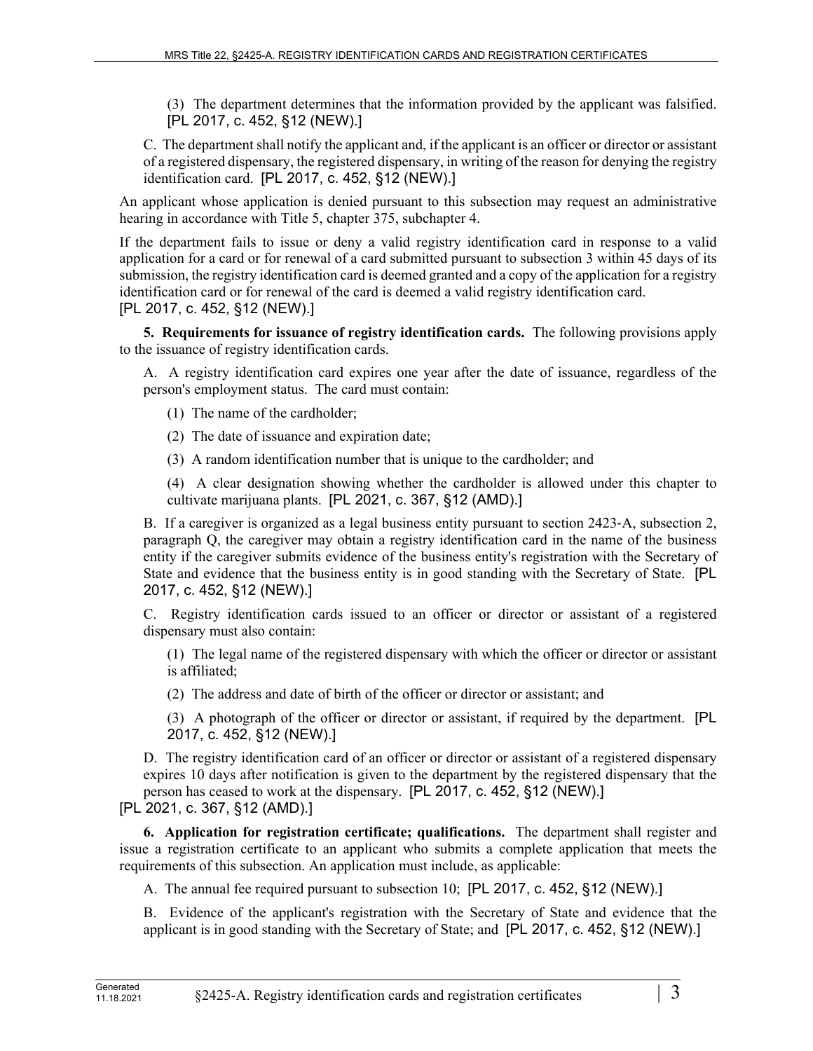(3) The department determines that the information provided by the applicant was falsified. [PL 2017, c. 452, §12 (NEW).]

C. The department shall notify the applicant and, if the applicant is an officer or director or assistant of a registered dispensary, the registered dispensary, in writing of the reason for denying the registry identification card. [PL 2017, c. 452, §12 (NEW).]

An applicant whose application is denied pursuant to this subsection may request an administrative hearing in accordance with Title 5, chapter 375, subchapter 4.

If the department fails to issue or deny a valid registry identification card in response to a valid application for a card or for renewal of a card submitted pursuant to subsection 3 within 45 days of its submission, the registry identification card is deemed granted and a copy of the application for a registry identification card or for renewal of the card is deemed a valid registry identification card.
[PL 2017, c. 452, §12 (NEW).]

**5. Requirements for issuance of registry identification cards.** The following provisions apply to the issuance of registry identification cards.

A. A registry identification card expires one year after the date of issuance, regardless of the person's employment status. The card must contain:

(1) The name of the cardholder;

(2) The date of issuance and expiration date;

(3) A random identification number that is unique to the cardholder; and

(4) A clear designation showing whether the cardholder is allowed under this chapter to cultivate marijuana plants. [PL 2021, c. 367, §12 (AMD).]

B. If a caregiver is organized as a legal business entity pursuant to section 2423-A, subsection 2, paragraph Q, the caregiver may obtain a registry identification card in the name of the business entity if the caregiver submits evidence of the business entity's registration with the Secretary of State and evidence that the business entity is in good standing with the Secretary of State. [PL 2017, c. 452, §12 (NEW).]

C. Registry identification cards issued to an officer or director or assistant of a registered dispensary must also contain:

(1) The legal name of the registered dispensary with which the officer or director or assistant is affiliated;

(2) The address and date of birth of the officer or director or assistant; and

(3) A photograph of the officer or director or assistant, if required by the department. [PL 2017, c. 452, §12 (NEW).]

D. The registry identification card of an officer or director or assistant of a registered dispensary expires 10 days after notification is given to the department by the registered dispensary that the person has ceased to work at the dispensary. [PL 2017, c. 452, §12 (NEW).]
[PL 2021, c. 367, §12 (AMD).]

**6. Application for registration certificate; qualifications.** The department shall register and issue a registration certificate to an applicant who submits a complete application that meets the requirements of this subsection. An application must include, as applicable:

A. The annual fee required pursuant to subsection 10; [PL 2017, c. 452, §12 (NEW).]

B. Evidence of the applicant's registration with the Secretary of State and evidence that the applicant is in good standing with the Secretary of State; and [PL 2017, c. 452, §12 (NEW).]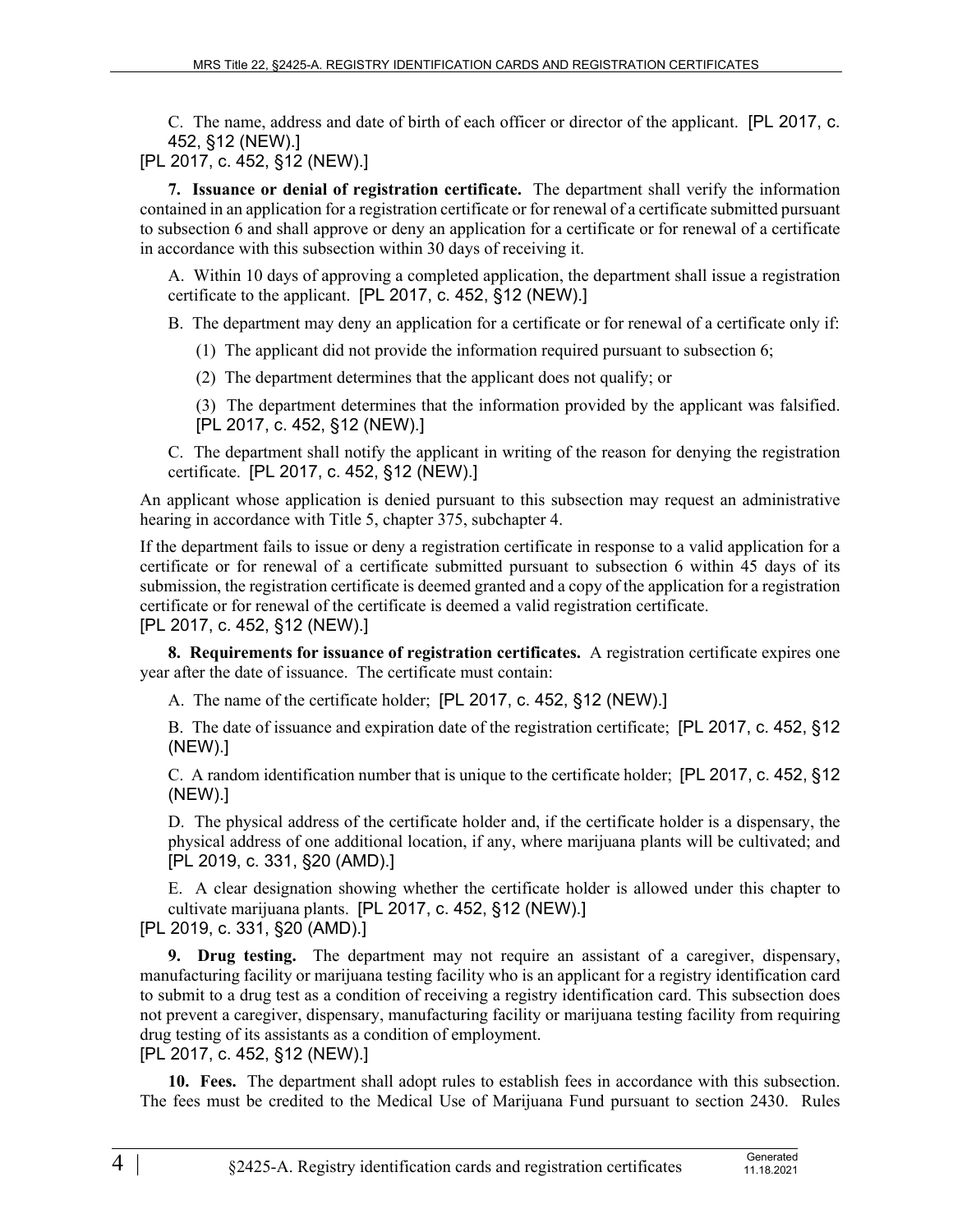C. The name, address and date of birth of each officer or director of the applicant. [PL 2017, c. 452, §12 (NEW).]

[PL 2017, c. 452, §12 (NEW).]

**7. Issuance or denial of registration certificate.** The department shall verify the information contained in an application for a registration certificate or for renewal of a certificate submitted pursuant to subsection 6 and shall approve or deny an application for a certificate or for renewal of a certificate in accordance with this subsection within 30 days of receiving it.

A. Within 10 days of approving a completed application, the department shall issue a registration certificate to the applicant. [PL 2017, c. 452, §12 (NEW).]

B. The department may deny an application for a certificate or for renewal of a certificate only if:

(1) The applicant did not provide the information required pursuant to subsection 6;

(2) The department determines that the applicant does not qualify; or

(3) The department determines that the information provided by the applicant was falsified. [PL 2017, c. 452, §12 (NEW).]

C. The department shall notify the applicant in writing of the reason for denying the registration certificate. [PL 2017, c. 452, §12 (NEW).]

An applicant whose application is denied pursuant to this subsection may request an administrative hearing in accordance with Title 5, chapter 375, subchapter 4.

If the department fails to issue or deny a registration certificate in response to a valid application for a certificate or for renewal of a certificate submitted pursuant to subsection 6 within 45 days of its submission, the registration certificate is deemed granted and a copy of the application for a registration certificate or for renewal of the certificate is deemed a valid registration certificate.

[PL 2017, c. 452, §12 (NEW).]

**8. Requirements for issuance of registration certificates.** A registration certificate expires one year after the date of issuance. The certificate must contain:

A. The name of the certificate holder; [PL 2017, c. 452, §12 (NEW).]

B. The date of issuance and expiration date of the registration certificate; [PL 2017, c. 452, §12 (NEW).]

C. A random identification number that is unique to the certificate holder; [PL 2017, c. 452, §12 (NEW).]

D. The physical address of the certificate holder and, if the certificate holder is a dispensary, the physical address of one additional location, if any, where marijuana plants will be cultivated; and [PL 2019, c. 331, §20 (AMD).]

E. A clear designation showing whether the certificate holder is allowed under this chapter to cultivate marijuana plants. [PL 2017, c. 452, §12 (NEW).]

[PL 2019, c. 331, §20 (AMD).]

**9. Drug testing.** The department may not require an assistant of a caregiver, dispensary, manufacturing facility or marijuana testing facility who is an applicant for a registry identification card to submit to a drug test as a condition of receiving a registry identification card. This subsection does not prevent a caregiver, dispensary, manufacturing facility or marijuana testing facility from requiring drug testing of its assistants as a condition of employment.

[PL 2017, c. 452, §12 (NEW).]

**10. Fees.** The department shall adopt rules to establish fees in accordance with this subsection. The fees must be credited to the Medical Use of Marijuana Fund pursuant to section 2430. Rules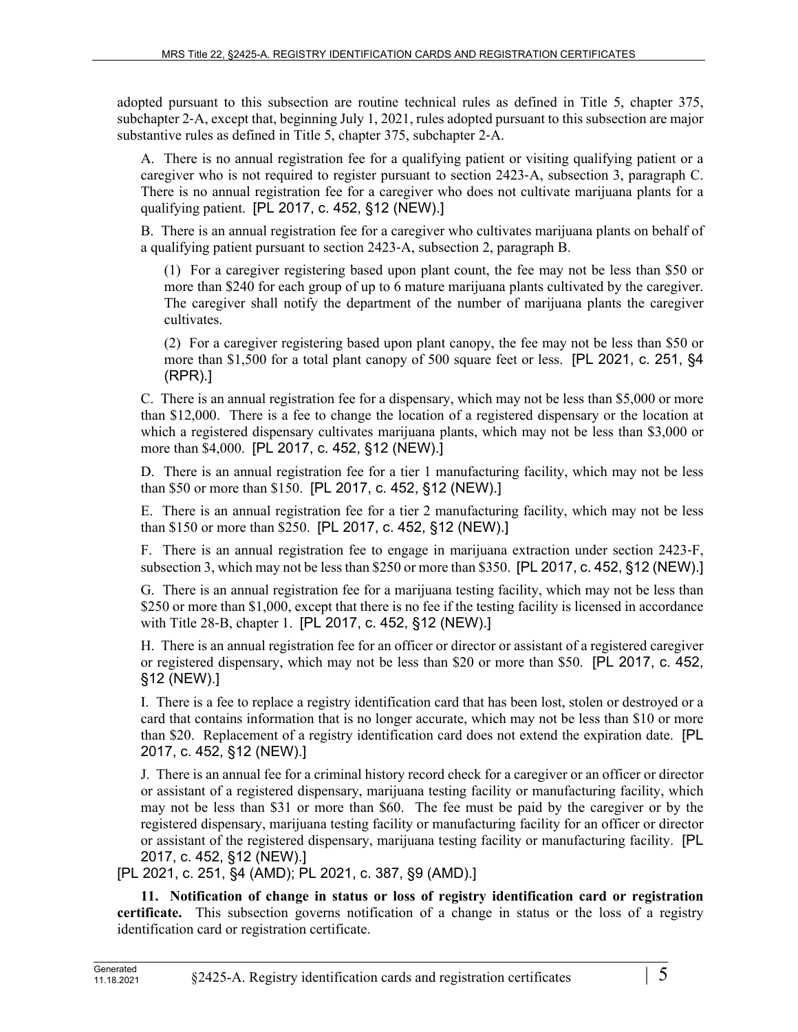adopted pursuant to this subsection are routine technical rules as defined in Title 5, chapter 375, subchapter 2-A, except that, beginning July 1, 2021, rules adopted pursuant to this subsection are major substantive rules as defined in Title 5, chapter 375, subchapter 2-A.

A. There is no annual registration fee for a qualifying patient or visiting qualifying patient or a caregiver who is not required to register pursuant to section 2423-A, subsection 3, paragraph C. There is no annual registration fee for a caregiver who does not cultivate marijuana plants for a qualifying patient. [PL 2017, c. 452, §12 (NEW).]

B. There is an annual registration fee for a caregiver who cultivates marijuana plants on behalf of a qualifying patient pursuant to section 2423-A, subsection 2, paragraph B.

(1) For a caregiver registering based upon plant count, the fee may not be less than $50 or more than $240 for each group of up to 6 mature marijuana plants cultivated by the caregiver. The caregiver shall notify the department of the number of marijuana plants the caregiver cultivates.

(2) For a caregiver registering based upon plant canopy, the fee may not be less than $50 or more than $1,500 for a total plant canopy of 500 square feet or less. [PL 2021, c. 251, §4 (RPR).]

C. There is an annual registration fee for a dispensary, which may not be less than $5,000 or more than $12,000. There is a fee to change the location of a registered dispensary or the location at which a registered dispensary cultivates marijuana plants, which may not be less than $3,000 or more than $4,000. [PL 2017, c. 452, §12 (NEW).]

D. There is an annual registration fee for a tier 1 manufacturing facility, which may not be less than $50 or more than $150. [PL 2017, c. 452, §12 (NEW).]

E. There is an annual registration fee for a tier 2 manufacturing facility, which may not be less than $150 or more than $250. [PL 2017, c. 452, §12 (NEW).]

F. There is an annual registration fee to engage in marijuana extraction under section 2423-F, subsection 3, which may not be less than $250 or more than $350. [PL 2017, c. 452, §12 (NEW).]

G. There is an annual registration fee for a marijuana testing facility, which may not be less than $250 or more than $1,000, except that there is no fee if the testing facility is licensed in accordance with Title 28-B, chapter 1. [PL 2017, c. 452, §12 (NEW).]

H. There is an annual registration fee for an officer or director or assistant of a registered caregiver or registered dispensary, which may not be less than $20 or more than $50. [PL 2017, c. 452, §12 (NEW).]

I. There is a fee to replace a registry identification card that has been lost, stolen or destroyed or a card that contains information that is no longer accurate, which may not be less than $10 or more than $20. Replacement of a registry identification card does not extend the expiration date. [PL 2017, c. 452, §12 (NEW).]

J. There is an annual fee for a criminal history record check for a caregiver or an officer or director or assistant of a registered dispensary, marijuana testing facility or manufacturing facility, which may not be less than $31 or more than $60. The fee must be paid by the caregiver or by the registered dispensary, marijuana testing facility or manufacturing facility for an officer or director or assistant of the registered dispensary, marijuana testing facility or manufacturing facility. [PL 2017, c. 452, §12 (NEW).]

[PL 2021, c. 251, §4 (AMD); PL 2021, c. 387, §9 (AMD).]

**11. Notification of change in status or loss of registry identification card or registration certificate.** This subsection governs notification of a change in status or the loss of a registry identification card or registration certificate.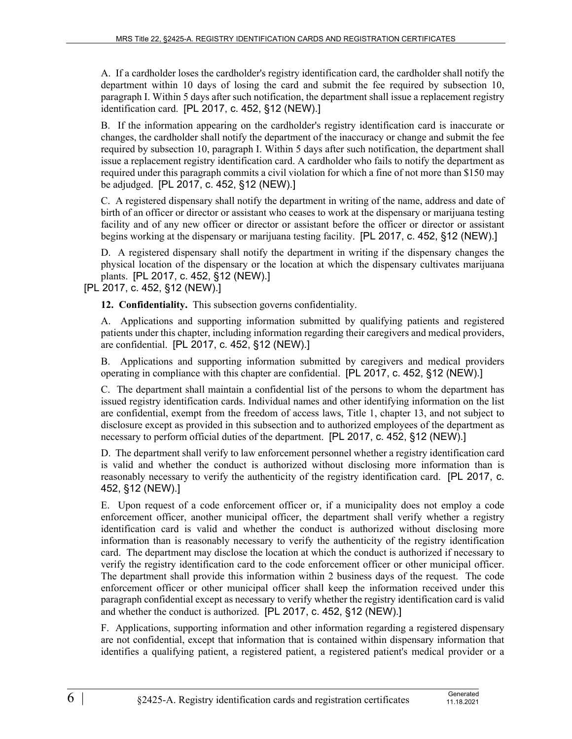A. If a cardholder loses the cardholder's registry identification card, the cardholder shall notify the department within 10 days of losing the card and submit the fee required by subsection 10, paragraph I. Within 5 days after such notification, the department shall issue a replacement registry identification card. [PL 2017, c. 452, §12 (NEW).]

B. If the information appearing on the cardholder's registry identification card is inaccurate or changes, the cardholder shall notify the department of the inaccuracy or change and submit the fee required by subsection 10, paragraph I. Within 5 days after such notification, the department shall issue a replacement registry identification card. A cardholder who fails to notify the department as required under this paragraph commits a civil violation for which a fine of not more than $150 may be adjudged. [PL 2017, c. 452, §12 (NEW).]

C. A registered dispensary shall notify the department in writing of the name, address and date of birth of an officer or director or assistant who ceases to work at the dispensary or marijuana testing facility and of any new officer or director or assistant before the officer or director or assistant begins working at the dispensary or marijuana testing facility. [PL 2017, c. 452, §12 (NEW).]

D. A registered dispensary shall notify the department in writing if the dispensary changes the physical location of the dispensary or the location at which the dispensary cultivates marijuana plants. [PL 2017, c. 452, §12 (NEW).]

[PL 2017, c. 452, §12 (NEW).]

**12. Confidentiality.** This subsection governs confidentiality.

A. Applications and supporting information submitted by qualifying patients and registered patients under this chapter, including information regarding their caregivers and medical providers, are confidential. [PL 2017, c. 452, §12 (NEW).]

B. Applications and supporting information submitted by caregivers and medical providers operating in compliance with this chapter are confidential. [PL 2017, c. 452, §12 (NEW).]

C. The department shall maintain a confidential list of the persons to whom the department has issued registry identification cards. Individual names and other identifying information on the list are confidential, exempt from the freedom of access laws, Title 1, chapter 13, and not subject to disclosure except as provided in this subsection and to authorized employees of the department as necessary to perform official duties of the department. [PL 2017, c. 452, §12 (NEW).]

D. The department shall verify to law enforcement personnel whether a registry identification card is valid and whether the conduct is authorized without disclosing more information than is reasonably necessary to verify the authenticity of the registry identification card. [PL 2017, c. 452, §12 (NEW).]

E. Upon request of a code enforcement officer or, if a municipality does not employ a code enforcement officer, another municipal officer, the department shall verify whether a registry identification card is valid and whether the conduct is authorized without disclosing more information than is reasonably necessary to verify the authenticity of the registry identification card. The department may disclose the location at which the conduct is authorized if necessary to verify the registry identification card to the code enforcement officer or other municipal officer. The department shall provide this information within 2 business days of the request. The code enforcement officer or other municipal officer shall keep the information received under this paragraph confidential except as necessary to verify whether the registry identification card is valid and whether the conduct is authorized. [PL 2017, c. 452, §12 (NEW).]

F. Applications, supporting information and other information regarding a registered dispensary are not confidential, except that information that is contained within dispensary information that identifies a qualifying patient, a registered patient, a registered patient's medical provider or a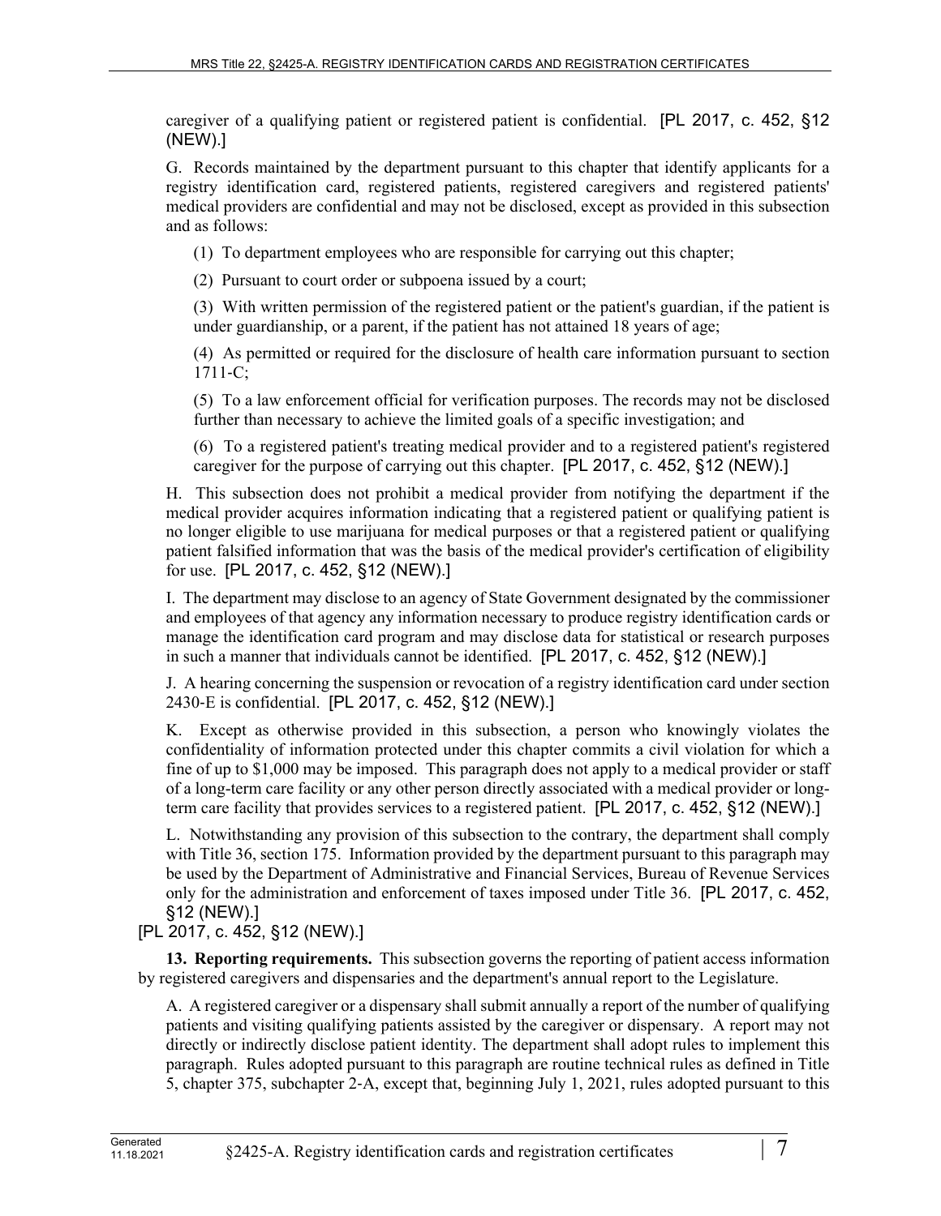caregiver of a qualifying patient or registered patient is confidential. [PL 2017, c. 452, §12 (NEW).]

G. Records maintained by the department pursuant to this chapter that identify applicants for a registry identification card, registered patients, registered caregivers and registered patients' medical providers are confidential and may not be disclosed, except as provided in this subsection and as follows:

(1) To department employees who are responsible for carrying out this chapter;

(2) Pursuant to court order or subpoena issued by a court;

(3) With written permission of the registered patient or the patient's guardian, if the patient is under guardianship, or a parent, if the patient has not attained 18 years of age;

(4) As permitted or required for the disclosure of health care information pursuant to section 1711-C;

(5) To a law enforcement official for verification purposes. The records may not be disclosed further than necessary to achieve the limited goals of a specific investigation; and

(6) To a registered patient's treating medical provider and to a registered patient's registered caregiver for the purpose of carrying out this chapter. [PL 2017, c. 452, §12 (NEW).]

H. This subsection does not prohibit a medical provider from notifying the department if the medical provider acquires information indicating that a registered patient or qualifying patient is no longer eligible to use marijuana for medical purposes or that a registered patient or qualifying patient falsified information that was the basis of the medical provider's certification of eligibility for use. [PL 2017, c. 452, §12 (NEW).]

I. The department may disclose to an agency of State Government designated by the commissioner and employees of that agency any information necessary to produce registry identification cards or manage the identification card program and may disclose data for statistical or research purposes in such a manner that individuals cannot be identified. [PL 2017, c. 452, §12 (NEW).]

J. A hearing concerning the suspension or revocation of a registry identification card under section 2430-E is confidential. [PL 2017, c. 452, §12 (NEW).]

K. Except as otherwise provided in this subsection, a person who knowingly violates the confidentiality of information protected under this chapter commits a civil violation for which a fine of up to $1,000 may be imposed. This paragraph does not apply to a medical provider or staff of a long-term care facility or any other person directly associated with a medical provider or long-term care facility that provides services to a registered patient. [PL 2017, c. 452, §12 (NEW).]

L. Notwithstanding any provision of this subsection to the contrary, the department shall comply with Title 36, section 175. Information provided by the department pursuant to this paragraph may be used by the Department of Administrative and Financial Services, Bureau of Revenue Services only for the administration and enforcement of taxes imposed under Title 36. [PL 2017, c. 452, §12 (NEW).]

[PL 2017, c. 452, §12 (NEW).]

**13. Reporting requirements.** This subsection governs the reporting of patient access information by registered caregivers and dispensaries and the department's annual report to the Legislature.

A. A registered caregiver or a dispensary shall submit annually a report of the number of qualifying patients and visiting qualifying patients assisted by the caregiver or dispensary. A report may not directly or indirectly disclose patient identity. The department shall adopt rules to implement this paragraph. Rules adopted pursuant to this paragraph are routine technical rules as defined in Title 5, chapter 375, subchapter 2-A, except that, beginning July 1, 2021, rules adopted pursuant to this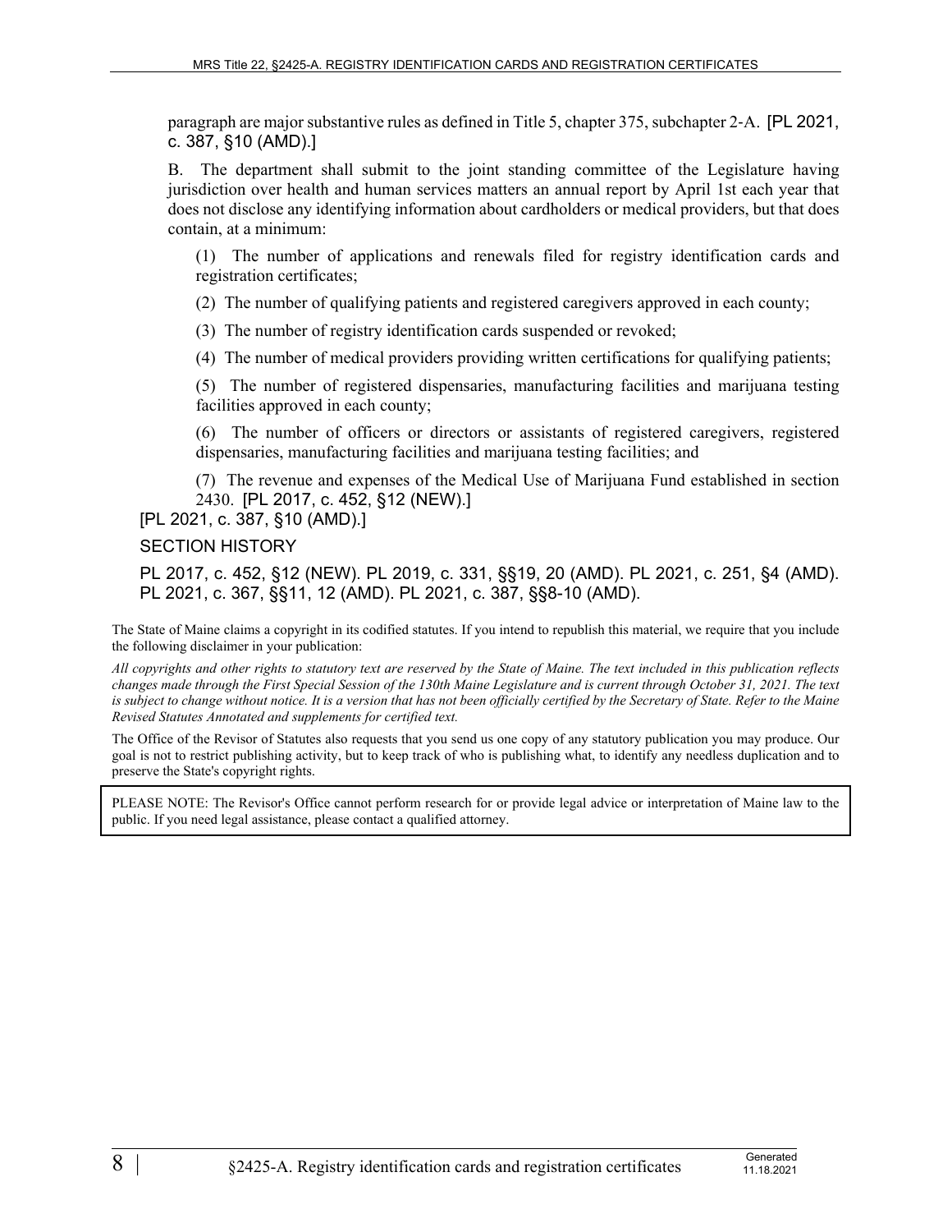paragraph are major substantive rules as defined in Title 5, chapter 375, subchapter 2-A. [PL 2021, c. 387, §10 (AMD).]

B. The department shall submit to the joint standing committee of the Legislature having jurisdiction over health and human services matters an annual report by April 1st each year that does not disclose any identifying information about cardholders or medical providers, but that does contain, at a minimum:

(1) The number of applications and renewals filed for registry identification cards and registration certificates;

(2) The number of qualifying patients and registered caregivers approved in each county;

(3) The number of registry identification cards suspended or revoked;

(4) The number of medical providers providing written certifications for qualifying patients;

(5) The number of registered dispensaries, manufacturing facilities and marijuana testing facilities approved in each county;

(6) The number of officers or directors or assistants of registered caregivers, registered dispensaries, manufacturing facilities and marijuana testing facilities; and

(7) The revenue and expenses of the Medical Use of Marijuana Fund established in section 2430. [PL 2017, c. 452, §12 (NEW).]

[PL 2021, c. 387, §10 (AMD).]

SECTION HISTORY

PL 2017, c. 452, §12 (NEW). PL 2019, c. 331, §§19, 20 (AMD). PL 2021, c. 251, §4 (AMD). PL 2021, c. 367, §§11, 12 (AMD). PL 2021, c. 387, §§8-10 (AMD).

The State of Maine claims a copyright in its codified statutes. If you intend to republish this material, we require that you include the following disclaimer in your publication:

*All copyrights and other rights to statutory text are reserved by the State of Maine. The text included in this publication reflects changes made through the First Special Session of the 130th Maine Legislature and is current through October 31, 2021. The text is subject to change without notice. It is a version that has not been officially certified by the Secretary of State. Refer to the Maine Revised Statutes Annotated and supplements for certified text.*

The Office of the Revisor of Statutes also requests that you send us one copy of any statutory publication you may produce. Our goal is not to restrict publishing activity, but to keep track of who is publishing what, to identify any needless duplication and to preserve the State's copyright rights.

PLEASE NOTE: The Revisor's Office cannot perform research for or provide legal advice or interpretation of Maine law to the public. If you need legal assistance, please contact a qualified attorney.